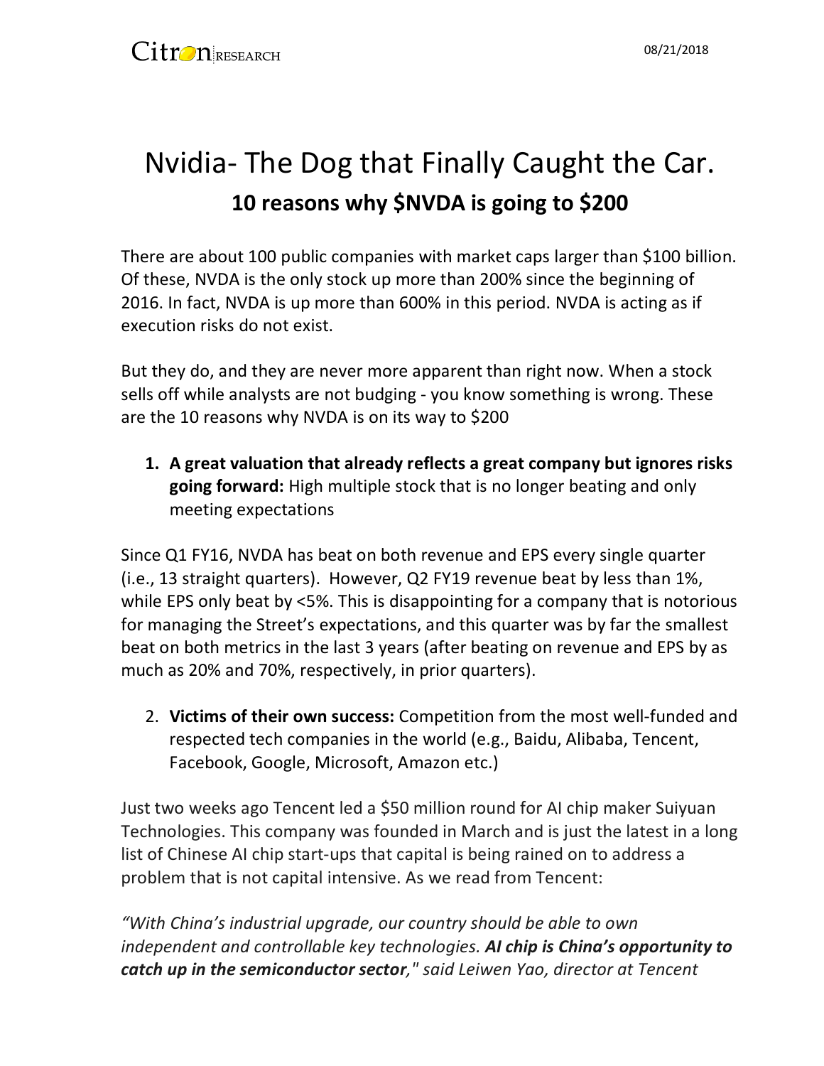Citron RESEARCH

08/21/2018

# Nvidia- The Dog that Finally Caught the Car.

## 10 reasons why $NVDA is going to $200

There are about 100 public companies with market caps larger than $100 billion. Of these, NVDA is the only stock up more than 200% since the beginning of 2016. In fact, NVDA is up more than 600% in this period. NVDA is acting as if execution risks do not exist.

But they do, and they are never more apparent than right now. When a stock sells off while analysts are not budging - you know something is wrong. These are the 10 reasons why NVDA is on its way to $200

1. **A great valuation that already reflects a great company but ignores risks going forward:** High multiple stock that is no longer beating and only meeting expectations

Since Q1 FY16, NVDA has beat on both revenue and EPS every single quarter (i.e., 13 straight quarters). However, Q2 FY19 revenue beat by less than 1%, while EPS only beat by <5%. This is disappointing for a company that is notorious for managing the Street's expectations, and this quarter was by far the smallest beat on both metrics in the last 3 years (after beating on revenue and EPS by as much as 20% and 70%, respectively, in prior quarters).

2. **Victims of their own success:** Competition from the most well-funded and respected tech companies in the world (e.g., Baidu, Alibaba, Tencent, Facebook, Google, Microsoft, Amazon etc.)

Just two weeks ago Tencent led a $50 million round for AI chip maker Suiyuan Technologies. This company was founded in March and is just the latest in a long list of Chinese AI chip start-ups that capital is being rained on to address a problem that is not capital intensive. As we read from Tencent:

*"With China's industrial upgrade, our country should be able to own independent and controllable key technologies.* ***AI chip is China's opportunity to catch up in the semiconductor sector****," said Leiwen Yao, director at Tencent*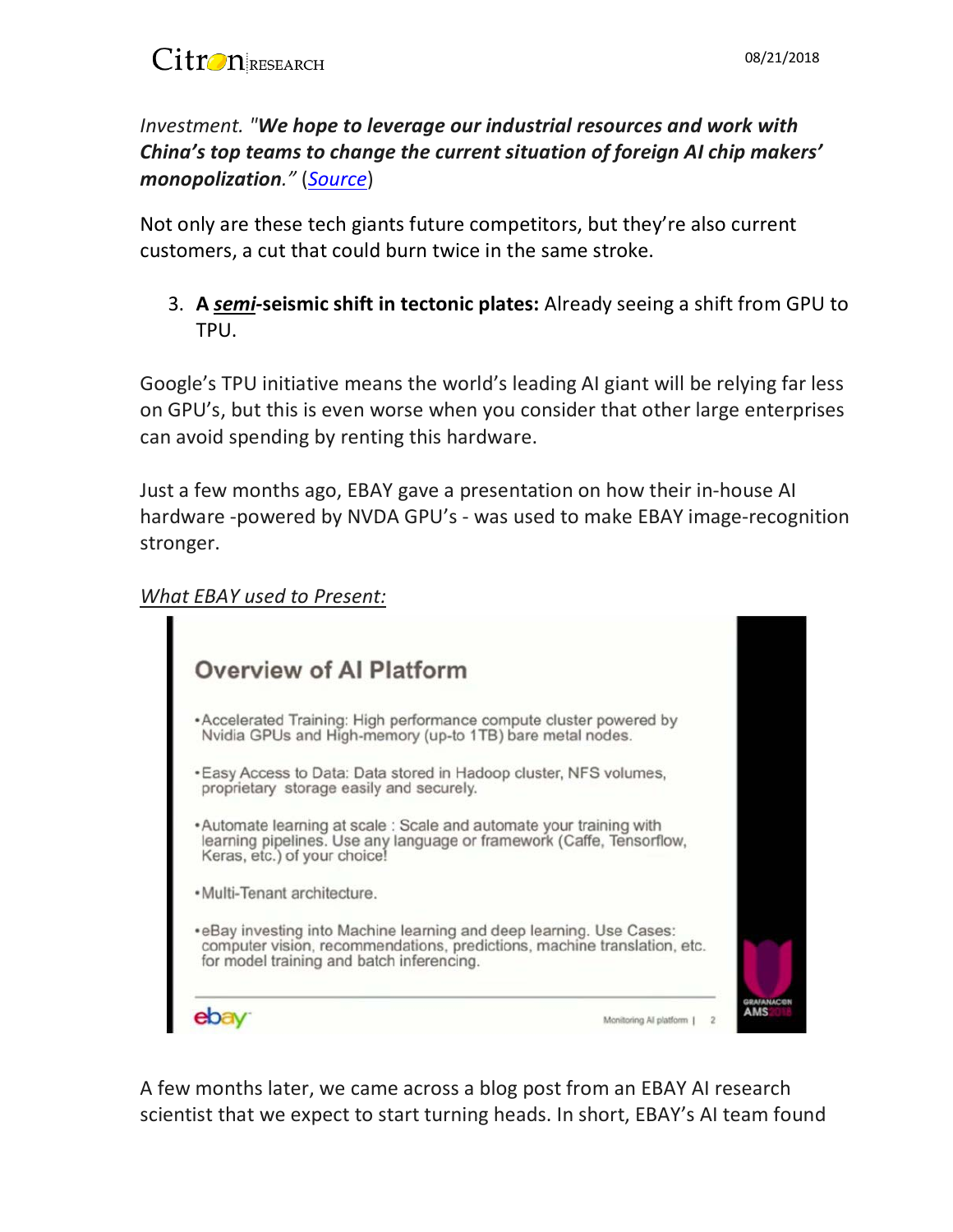*Investment. "**We hope to leverage our industrial resources and work with China's top teams to change the current situation of foreign AI chip makers' monopolization**." (Source)*

Not only are these tech giants future competitors, but they're also current customers, a cut that could burn twice in the same stroke.

3. **A *semi*-seismic shift in tectonic plates:** Already seeing a shift from GPU to TPU.

Google's TPU initiative means the world's leading AI giant will be relying far less on GPU's, but this is even worse when you consider that other large enterprises can avoid spending by renting this hardware.

Just a few months ago, EBAY gave a presentation on how their in-house AI hardware -powered by NVDA GPU's - was used to make EBAY image-recognition stronger.

*What EBAY used to Present:*

**Overview of AI Platform**

- Accelerated Training: High performance compute cluster powered by Nvidia GPUs and High-memory (up-to 1TB) bare metal nodes.
- Easy Access to Data: Data stored in Hadoop cluster, NFS volumes, proprietary storage easily and securely.
- Automate learning at scale : Scale and automate your training with learning pipelines. Use any language or framework (Caffe, Tensorflow, Keras, etc.) of your choice!
- Multi-Tenant architecture.
- eBay investing into Machine learning and deep learning. Use Cases: computer vision, recommendations, predictions, machine translation, etc. for model training and batch inferencing.

ebay — Monitoring AI platform | 2

A few months later, we came across a blog post from an EBAY AI research scientist that we expect to start turning heads. In short, EBAY's AI team found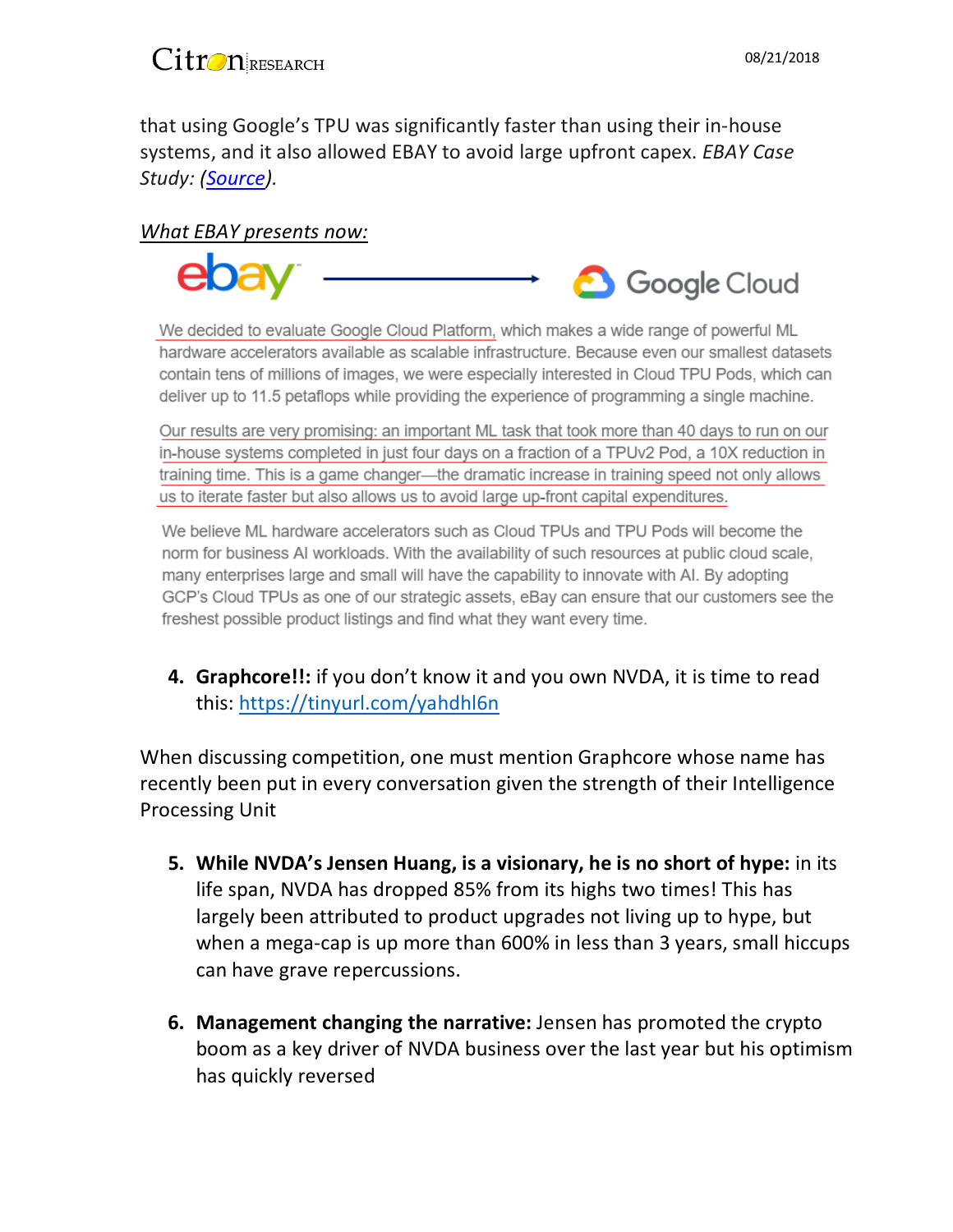that using Google's TPU was significantly faster than using their in-house systems, and it also allowed EBAY to avoid large upfront capex. *EBAY Case Study: ([Source](#)).*

*What EBAY presents now:*

ebay → Google Cloud

We decided to evaluate Google Cloud Platform, which makes a wide range of powerful ML hardware accelerators available as scalable infrastructure. Because even our smallest datasets contain tens of millions of images, we were especially interested in Cloud TPU Pods, which can deliver up to 11.5 petaflops while providing the experience of programming a single machine.

Our results are very promising: an important ML task that took more than 40 days to run on our in-house systems completed in just four days on a fraction of a TPUv2 Pod, a 10X reduction in training time. This is a game changer—the dramatic increase in training speed not only allows us to iterate faster but also allows us to avoid large up-front capital expenditures.

We believe ML hardware accelerators such as Cloud TPUs and TPU Pods will become the norm for business AI workloads. With the availability of such resources at public cloud scale, many enterprises large and small will have the capability to innovate with AI. By adopting GCP's Cloud TPUs as one of our strategic assets, eBay can ensure that our customers see the freshest possible product listings and find what they want every time.

4. **Graphcore!!:** if you don't know it and you own NVDA, it is time to read this: https://tinyurl.com/yahdhl6n

When discussing competition, one must mention Graphcore whose name has recently been put in every conversation given the strength of their Intelligence Processing Unit

5. **While NVDA's Jensen Huang, is a visionary, he is no short of hype:** in its life span, NVDA has dropped 85% from its highs two times! This has largely been attributed to product upgrades not living up to hype, but when a mega-cap is up more than 600% in less than 3 years, small hiccups can have grave repercussions.

6. **Management changing the narrative:** Jensen has promoted the crypto boom as a key driver of NVDA business over the last year but his optimism has quickly reversed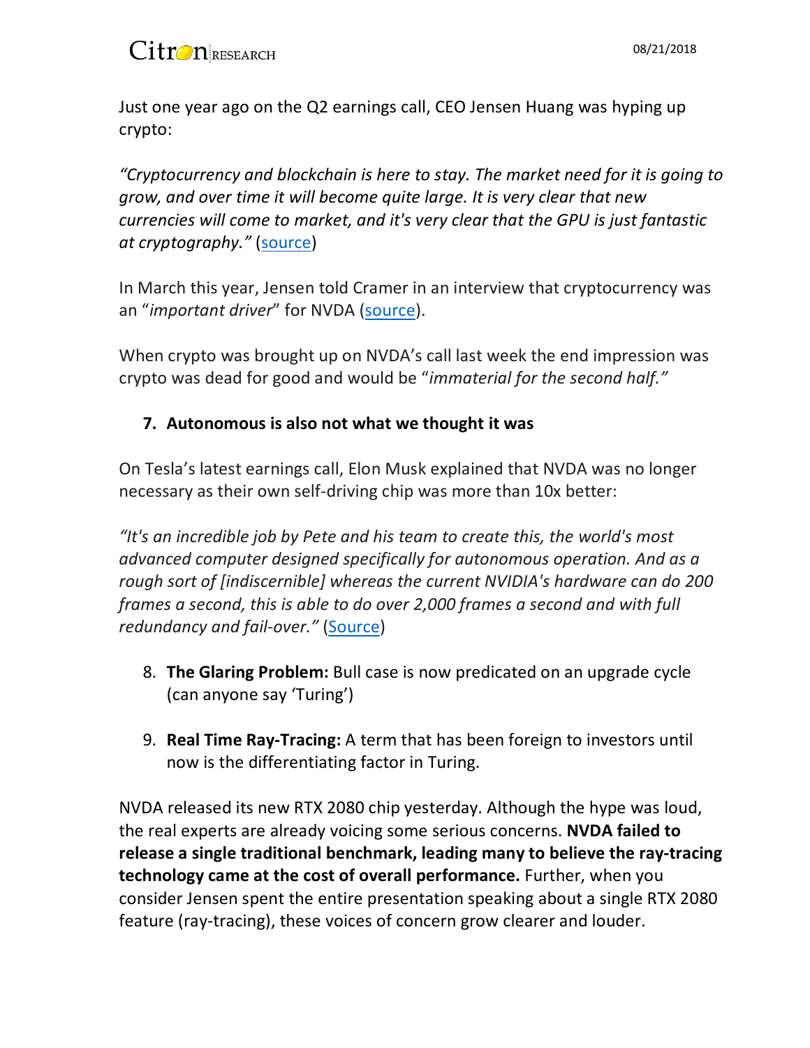Just one year ago on the Q2 earnings call, CEO Jensen Huang was hyping up crypto:

*"Cryptocurrency and blockchain is here to stay. The market need for it is going to grow, and over time it will become quite large. It is very clear that new currencies will come to market, and it's very clear that the GPU is just fantastic at cryptography."* (source)

In March this year, Jensen told Cramer in an interview that cryptocurrency was an "*important driver*" for NVDA (source).

When crypto was brought up on NVDA's call last week the end impression was crypto was dead for good and would be "*immaterial for the second half."*

7. **Autonomous is also not what we thought it was**

On Tesla's latest earnings call, Elon Musk explained that NVDA was no longer necessary as their own self-driving chip was more than 10x better:

*"It's an incredible job by Pete and his team to create this, the world's most advanced computer designed specifically for autonomous operation. And as a rough sort of [indiscernible] whereas the current NVIDIA's hardware can do 200 frames a second, this is able to do over 2,000 frames a second and with full redundancy and fail-over."* (Source)

8. **The Glaring Problem:** Bull case is now predicated on an upgrade cycle (can anyone say 'Turing')

9. **Real Time Ray-Tracing:** A term that has been foreign to investors until now is the differentiating factor in Turing.

NVDA released its new RTX 2080 chip yesterday. Although the hype was loud, the real experts are already voicing some serious concerns. **NVDA failed to release a single traditional benchmark, leading many to believe the ray-tracing technology came at the cost of overall performance.** Further, when you consider Jensen spent the entire presentation speaking about a single RTX 2080 feature (ray-tracing), these voices of concern grow clearer and louder.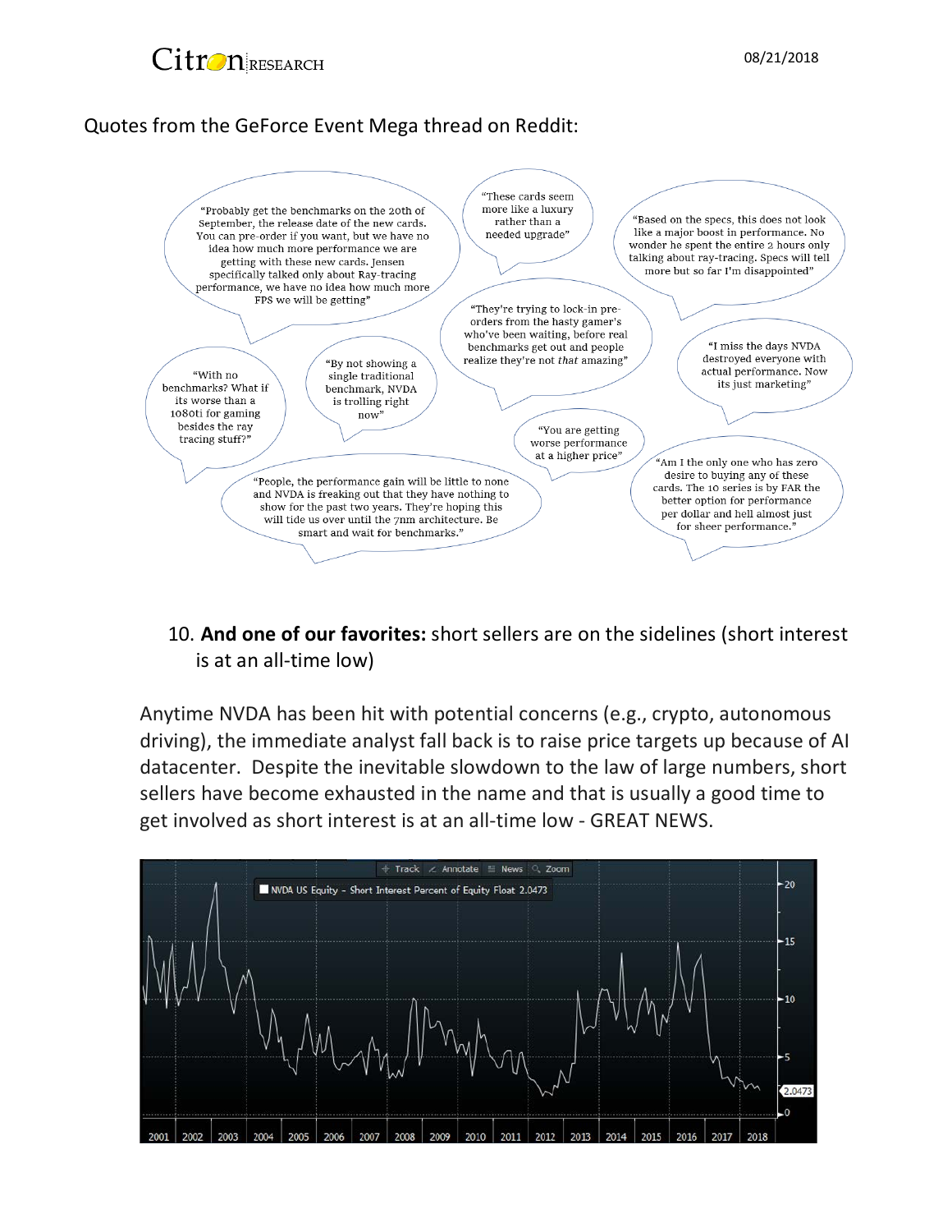Quotes from the GeForce Event Mega thread on Reddit:

"Probably get the benchmarks on the 20th of September, the release date of the new cards. You can pre-order if you want, but we have no idea how much more performance we are getting with these new cards. Jensen specifically talked only about Ray-tracing performance, we have no idea how much more FPS we will be getting"

"These cards seem more like a luxury rather than a needed upgrade"

"Based on the specs, this does not look like a major boost in performance. No wonder he spent the entire 2 hours only talking about ray-tracing. Specs will tell more but so far I'm disappointed"

"They're trying to lock-in pre-orders from the hasty gamer's who've been waiting, before real benchmarks get out and people realize they're not *that* amazing"

"I miss the days NVDA destroyed everyone with actual performance. Now its just marketing"

"With no benchmarks? What if its worse than a 1080ti for gaming besides the ray tracing stuff?"

"By not showing a single traditional benchmark, NVDA is trolling right now"

"You are getting worse performance at a higher price"

"Am I the only one who has zero desire to buying any of these cards. The 10 series is by FAR the better option for performance per dollar and hell almost just for sheer performance."

"People, the performance gain will be little to none and NVDA is freaking out that they have nothing to show for the past two years. They're hoping this will tide us over until the 7nm architecture. Be smart and wait for benchmarks."

10. **And one of our favorites:** short sellers are on the sidelines (short interest is at an all-time low)

Anytime NVDA has been hit with potential concerns (e.g., crypto, autonomous driving), the immediate analyst fall back is to raise price targets up because of AI datacenter. Despite the inevitable slowdown to the law of large numbers, short sellers have become exhausted in the name and that is usually a good time to get involved as short interest is at an all-time low - GREAT NEWS.

NVDA US Equity - Short Interest Percent of Equity Float 2.0473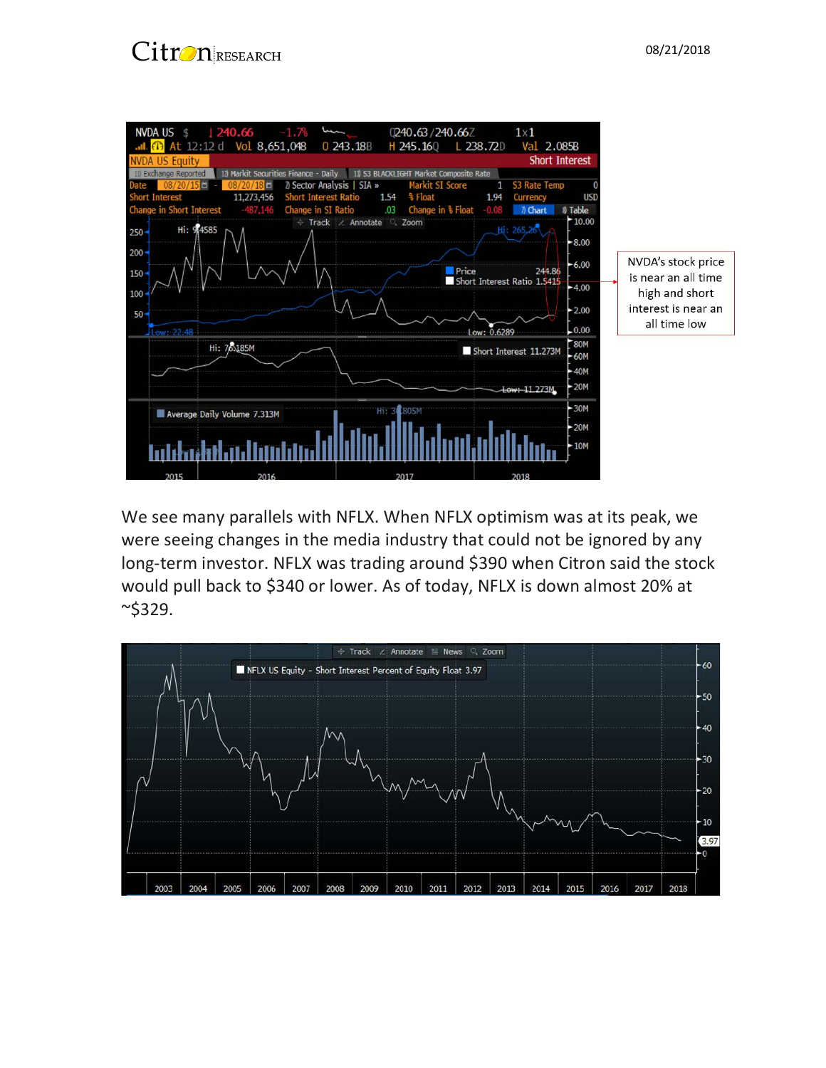NVDA's stock price is near an all time high and short interest is near an all time low

We see many parallels with NFLX. When NFLX optimism was at its peak, we were seeing changes in the media industry that could not be ignored by any long-term investor. NFLX was trading around $390 when Citron said the stock would pull back to $340 or lower. As of today, NFLX is down almost 20% at ~$329.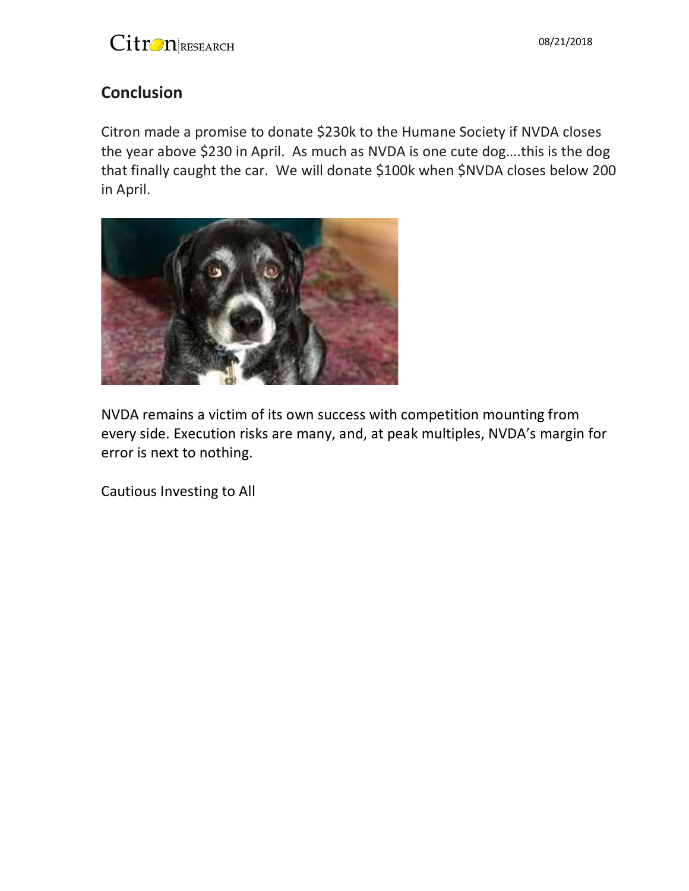## Conclusion

Citron made a promise to donate $230k to the Humane Society if NVDA closes the year above $230 in April. As much as NVDA is one cute dog….this is the dog that finally caught the car. We will donate $100k when $NVDA closes below 200 in April.

NVDA remains a victim of its own success with competition mounting from every side. Execution risks are many, and, at peak multiples, NVDA's margin for error is next to nothing.

Cautious Investing to All